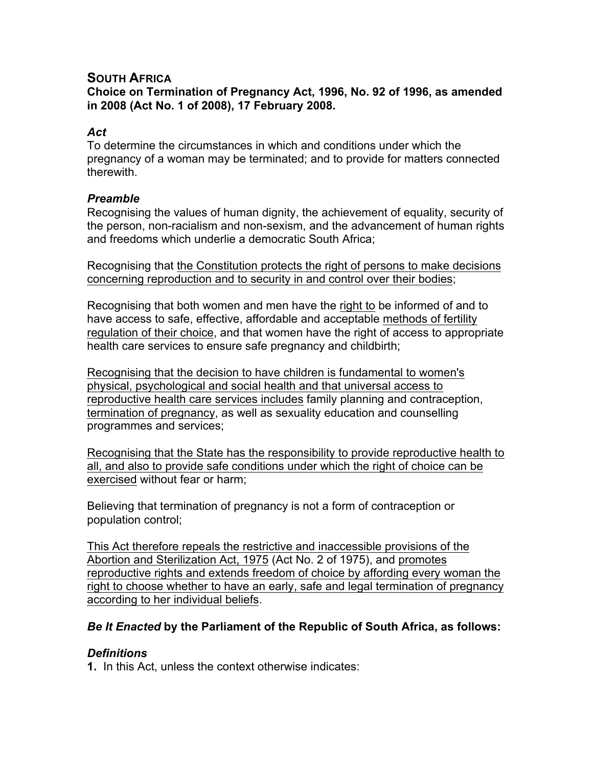# SOUTH AFRICA

**Choice on Termination of Pregnancy Act, 1996, No. 92 of 1996, as amended in 2008 (Act No. 1 of 2008), 17 February 2008.**

### *Act*

To determine the circumstances in which and conditions under which the pregnancy of a woman may be terminated; and to provide for matters connected therewith.

### *Preamble*

Recognising the values of human dignity, the achievement of equality, security of the person, non-racialism and non-sexism, and the advancement of human rights and freedoms which underlie a democratic South Africa;

Recognising that <u>the Constitution protects the right of persons to make decisions concerning reproduction and to security in and control over their bodies</u>;

Recognising that both women and men have the <u>right to</u> be informed of and to have access to safe, effective, affordable and acceptable <u>methods of fertility regulation of their choice</u>, and that women have the right of access to appropriate health care services to ensure safe pregnancy and childbirth;

<u>Recognising that the decision to have children is fundamental to women's physical, psychological and social health and that universal access to reproductive health care services includes</u> family planning and contraception, <u>termination of pregnancy</u>, as well as sexuality education and counselling programmes and services;

<u>Recognising that the State has the responsibility to provide reproductive health to all, and also to provide safe conditions under which the right of choice can be exercised</u> without fear or harm;

Believing that termination of pregnancy is not a form of contraception or population control;

<u>This Act therefore repeals the restrictive and inaccessible provisions of the Abortion and Sterilization Act, 1975</u> (Act No. 2 of 1975), and <u>promotes reproductive rights and extends freedom of choice by affording every woman the right to choose whether to have an early, safe and legal termination of pregnancy according to her individual beliefs</u>.

***Be It Enacted* by the Parliament of the Republic of South Africa, as follows:**

### *Definitions*

**1.** In this Act, unless the context otherwise indicates: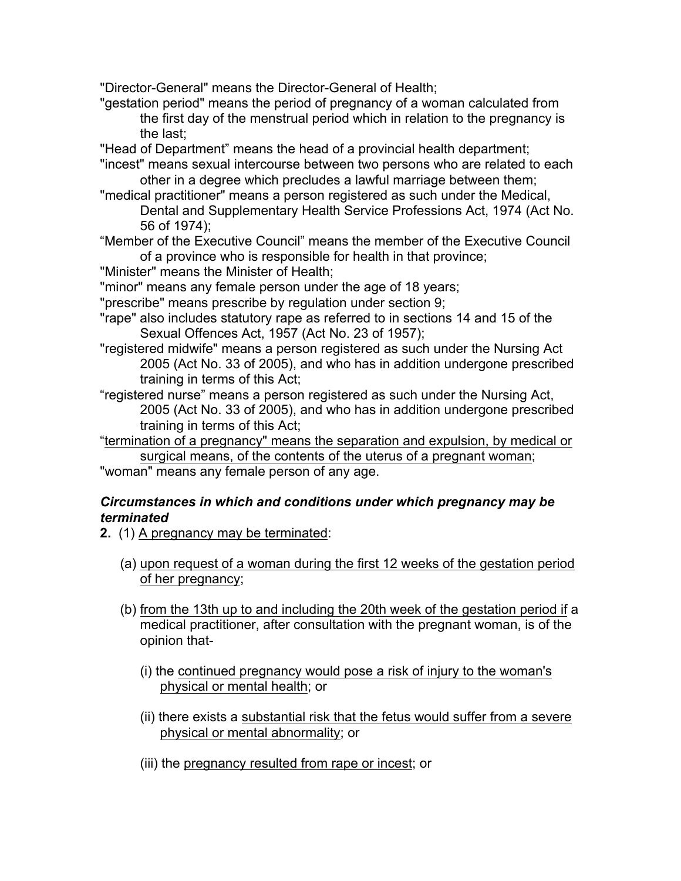"Director-General" means the Director-General of Health;

"gestation period" means the period of pregnancy of a woman calculated from the first day of the menstrual period which in relation to the pregnancy is the last;

"Head of Department" means the head of a provincial health department;

"incest" means sexual intercourse between two persons who are related to each other in a degree which precludes a lawful marriage between them;

"medical practitioner" means a person registered as such under the Medical, Dental and Supplementary Health Service Professions Act, 1974 (Act No. 56 of 1974);

"Member of the Executive Council" means the member of the Executive Council of a province who is responsible for health in that province;

"Minister" means the Minister of Health;

"minor" means any female person under the age of 18 years;

"prescribe" means prescribe by regulation under section 9;

"rape" also includes statutory rape as referred to in sections 14 and 15 of the Sexual Offences Act, 1957 (Act No. 23 of 1957);

"registered midwife" means a person registered as such under the Nursing Act 2005 (Act No. 33 of 2005), and who has in addition undergone prescribed training in terms of this Act;

"registered nurse" means a person registered as such under the Nursing Act, 2005 (Act No. 33 of 2005), and who has in addition undergone prescribed training in terms of this Act;

"termination of a pregnancy" means the separation and expulsion, by medical or surgical means, of the contents of the uterus of a pregnant woman;

"woman" means any female person of any age.

***Circumstances in which and conditions under which pregnancy may be terminated***

**2.** (1) A pregnancy may be terminated:

(a) upon request of a woman during the first 12 weeks of the gestation period of her pregnancy;

(b) from the 13th up to and including the 20th week of the gestation period if a medical practitioner, after consultation with the pregnant woman, is of the opinion that-

(i) the continued pregnancy would pose a risk of injury to the woman's physical or mental health; or

(ii) there exists a substantial risk that the fetus would suffer from a severe physical or mental abnormality; or

(iii) the pregnancy resulted from rape or incest; or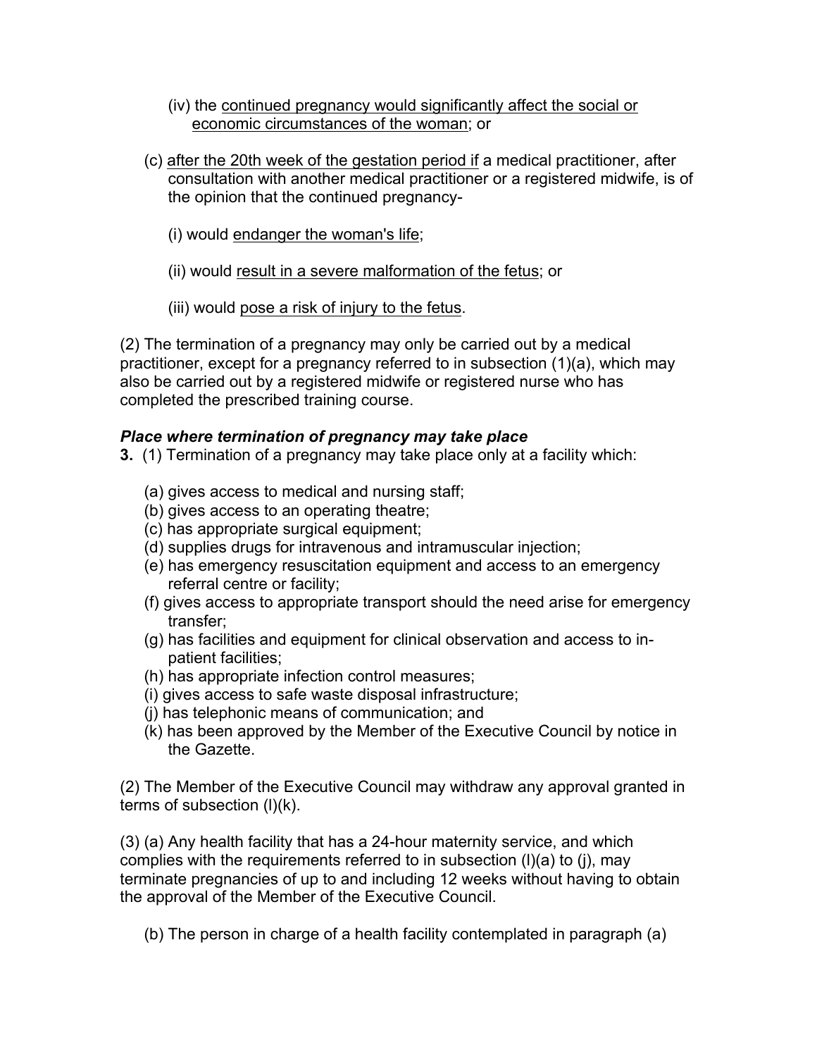(iv) the <u>continued pregnancy would significantly affect the social or economic circumstances of the woman</u>; or

(c) <u>after the 20th week of the gestation period if</u> a medical practitioner, after consultation with another medical practitioner or a registered midwife, is of the opinion that the continued pregnancy-

(i) would <u>endanger the woman's life</u>;

(ii) would <u>result in a severe malformation of the fetus</u>; or

(iii) would <u>pose a risk of injury to the fetus</u>.

(2) The termination of a pregnancy may only be carried out by a medical practitioner, except for a pregnancy referred to in subsection (1)(a), which may also be carried out by a registered midwife or registered nurse who has completed the prescribed training course.

***Place where termination of pregnancy may take place***

**3.** (1) Termination of a pregnancy may take place only at a facility which:

(a) gives access to medical and nursing staff;
(b) gives access to an operating theatre;
(c) has appropriate surgical equipment;
(d) supplies drugs for intravenous and intramuscular injection;
(e) has emergency resuscitation equipment and access to an emergency referral centre or facility;
(f) gives access to appropriate transport should the need arise for emergency transfer;
(g) has facilities and equipment for clinical observation and access to in-patient facilities;
(h) has appropriate infection control measures;
(i) gives access to safe waste disposal infrastructure;
(j) has telephonic means of communication; and
(k) has been approved by the Member of the Executive Council by notice in the Gazette.

(2) The Member of the Executive Council may withdraw any approval granted in terms of subsection (l)(k).

(3) (a) Any health facility that has a 24-hour maternity service, and which complies with the requirements referred to in subsection (l)(a) to (j), may terminate pregnancies of up to and including 12 weeks without having to obtain the approval of the Member of the Executive Council.

(b) The person in charge of a health facility contemplated in paragraph (a)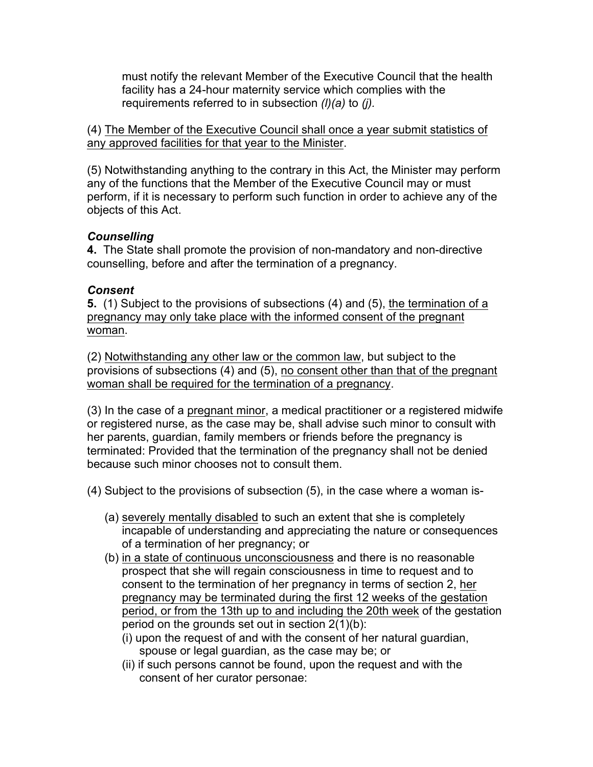must notify the relevant Member of the Executive Council that the health facility has a 24-hour maternity service which complies with the requirements referred to in subsection *(l)(a)* to *(j).*

(4) The Member of the Executive Council shall once a year submit statistics of any approved facilities for that year to the Minister.

(5) Notwithstanding anything to the contrary in this Act, the Minister may perform any of the functions that the Member of the Executive Council may or must perform, if it is necessary to perform such function in order to achieve any of the objects of this Act.

***Counselling***
**4.** The State shall promote the provision of non-mandatory and non-directive counselling, before and after the termination of a pregnancy.

***Consent***
**5.** (1) Subject to the provisions of subsections (4) and (5), the termination of a pregnancy may only take place with the informed consent of the pregnant woman.

(2) Notwithstanding any other law or the common law, but subject to the provisions of subsections (4) and (5), no consent other than that of the pregnant woman shall be required for the termination of a pregnancy.

(3) In the case of a pregnant minor, a medical practitioner or a registered midwife or registered nurse, as the case may be, shall advise such minor to consult with her parents, guardian, family members or friends before the pregnancy is terminated: Provided that the termination of the pregnancy shall not be denied because such minor chooses not to consult them.

(4) Subject to the provisions of subsection (5), in the case where a woman is-

- (a) severely mentally disabled to such an extent that she is completely incapable of understanding and appreciating the nature or consequences of a termination of her pregnancy; or
- (b) in a state of continuous unconsciousness and there is no reasonable prospect that she will regain consciousness in time to request and to consent to the termination of her pregnancy in terms of section 2, her pregnancy may be terminated during the first 12 weeks of the gestation period, or from the 13th up to and including the 20th week of the gestation period on the grounds set out in section 2(1)(b):
  - (i) upon the request of and with the consent of her natural guardian, spouse or legal guardian, as the case may be; or
  - (ii) if such persons cannot be found, upon the request and with the consent of her curator personae: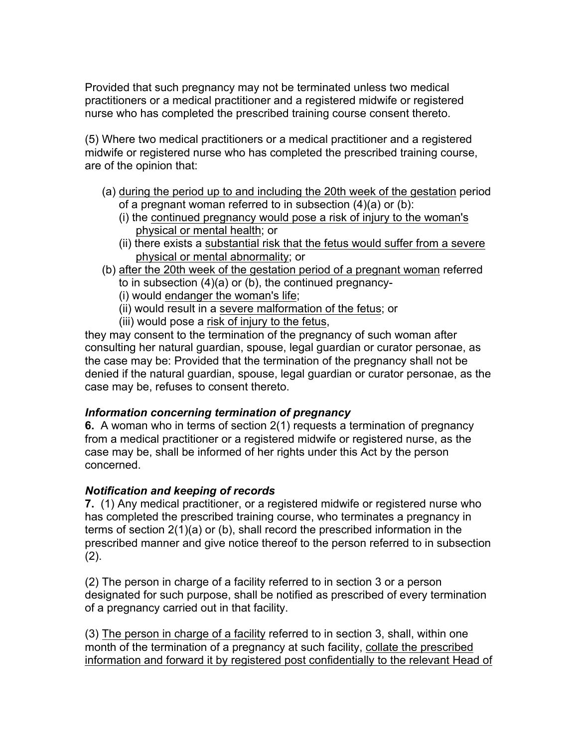Provided that such pregnancy may not be terminated unless two medical practitioners or a medical practitioner and a registered midwife or registered nurse who has completed the prescribed training course consent thereto.

(5) Where two medical practitioners or a medical practitioner and a registered midwife or registered nurse who has completed the prescribed training course, are of the opinion that:

- (a) <u>during the period up to and including the 20th week of the gestation</u> period of a pregnant woman referred to in subsection (4)(a) or (b):
  - (i) the <u>continued pregnancy would pose a risk of injury to the woman's physical or mental health</u>; or
  - (ii) there exists a <u>substantial risk that the fetus would suffer from a severe physical or mental abnormality</u>; or
- (b) <u>after the 20th week of the gestation period of a pregnant woman</u> referred to in subsection (4)(a) or (b), the continued pregnancy-
  - (i) would <u>endanger the woman's life</u>;
  - (ii) would result in a <u>severe malformation of the fetus</u>; or
  - (iii) would pose a <u>risk of injury to the fetus</u>,

they may consent to the termination of the pregnancy of such woman after consulting her natural guardian, spouse, legal guardian or curator personae, as the case may be: Provided that the termination of the pregnancy shall not be denied if the natural guardian, spouse, legal guardian or curator personae, as the case may be, refuses to consent thereto.

***Information concerning termination of pregnancy***

**6.** A woman who in terms of section 2(1) requests a termination of pregnancy from a medical practitioner or a registered midwife or registered nurse, as the case may be, shall be informed of her rights under this Act by the person concerned.

***Notification and keeping of records***

**7.** (1) Any medical practitioner, or a registered midwife or registered nurse who has completed the prescribed training course, who terminates a pregnancy in terms of section 2(1)(a) or (b), shall record the prescribed information in the prescribed manner and give notice thereof to the person referred to in subsection (2).

(2) The person in charge of a facility referred to in section 3 or a person designated for such purpose, shall be notified as prescribed of every termination of a pregnancy carried out in that facility.

(3) <u>The person in charge of a facility</u> referred to in section 3, shall, within one month of the termination of a pregnancy at such facility, <u>collate the prescribed information and forward it by registered post confidentially to the relevant Head of</u>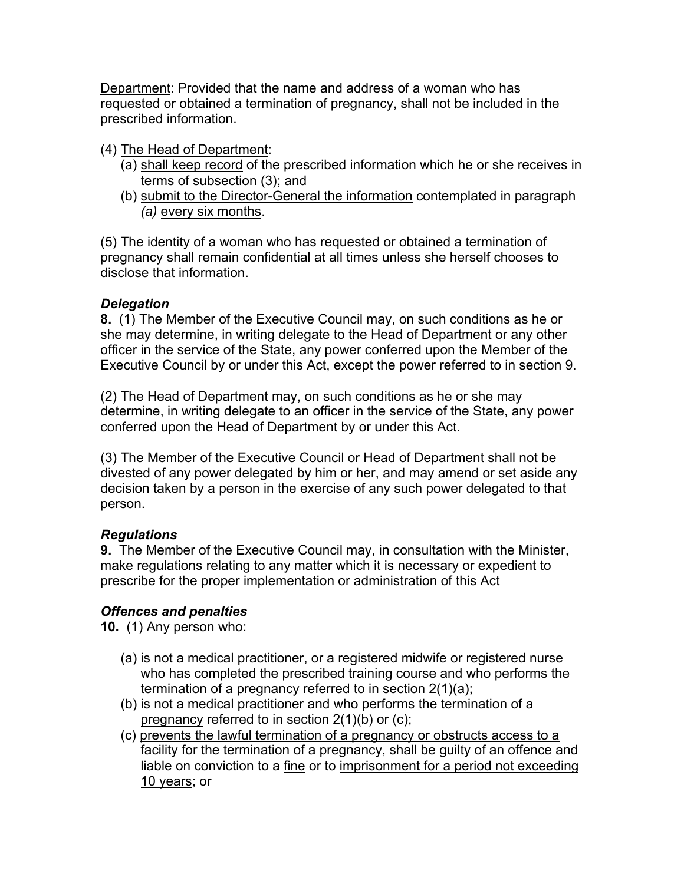Department: Provided that the name and address of a woman who has requested or obtained a termination of pregnancy, shall not be included in the prescribed information.

(4) The Head of Department:

(a) shall keep record of the prescribed information which he or she receives in terms of subsection (3); and

(b) submit to the Director-General the information contemplated in paragraph *(a)* every six months.

(5) The identity of a woman who has requested or obtained a termination of pregnancy shall remain confidential at all times unless she herself chooses to disclose that information.

***Delegation***

**8.** (1) The Member of the Executive Council may, on such conditions as he or she may determine, in writing delegate to the Head of Department or any other officer in the service of the State, any power conferred upon the Member of the Executive Council by or under this Act, except the power referred to in section 9.

(2) The Head of Department may, on such conditions as he or she may determine, in writing delegate to an officer in the service of the State, any power conferred upon the Head of Department by or under this Act.

(3) The Member of the Executive Council or Head of Department shall not be divested of any power delegated by him or her, and may amend or set aside any decision taken by a person in the exercise of any such power delegated to that person.

***Regulations***

**9.** The Member of the Executive Council may, in consultation with the Minister, make regulations relating to any matter which it is necessary or expedient to prescribe for the proper implementation or administration of this Act

***Offences and penalties***

**10.** (1) Any person who:

(a) is not a medical practitioner, or a registered midwife or registered nurse who has completed the prescribed training course and who performs the termination of a pregnancy referred to in section 2(1)(a);

(b) is not a medical practitioner and who performs the termination of a pregnancy referred to in section 2(1)(b) or (c);

(c) prevents the lawful termination of a pregnancy or obstructs access to a facility for the termination of a pregnancy, shall be guilty of an offence and liable on conviction to a fine or to imprisonment for a period not exceeding 10 years; or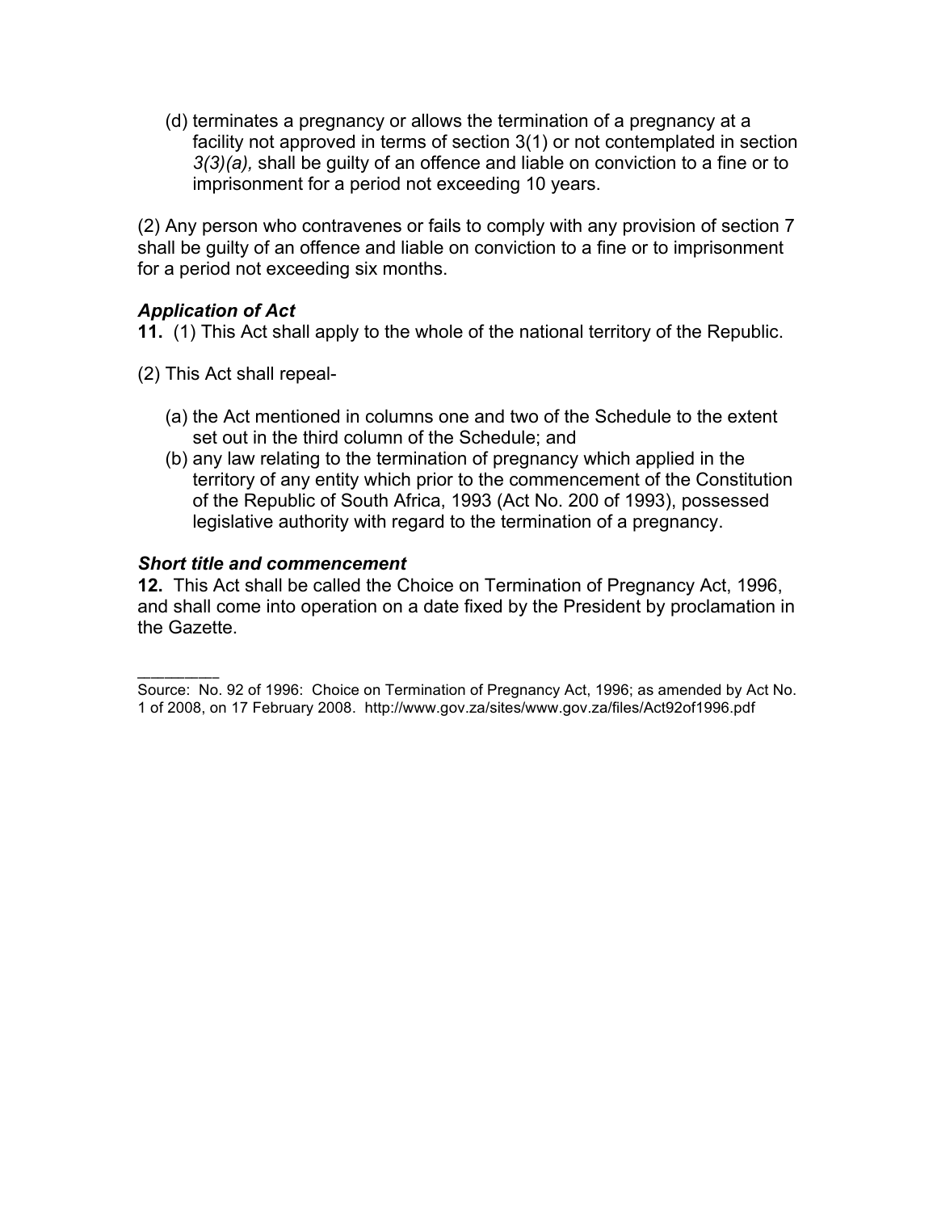(d) terminates a pregnancy or allows the termination of a pregnancy at a facility not approved in terms of section 3(1) or not contemplated in section *3(3)(a),* shall be guilty of an offence and liable on conviction to a fine or to imprisonment for a period not exceeding 10 years.

(2) Any person who contravenes or fails to comply with any provision of section 7 shall be guilty of an offence and liable on conviction to a fine or to imprisonment for a period not exceeding six months.

***Application of Act***
**11.** (1) This Act shall apply to the whole of the national territory of the Republic.

(2) This Act shall repeal-

(a) the Act mentioned in columns one and two of the Schedule to the extent set out in the third column of the Schedule; and
(b) any law relating to the termination of pregnancy which applied in the territory of any entity which prior to the commencement of the Constitution of the Republic of South Africa, 1993 (Act No. 200 of 1993), possessed legislative authority with regard to the termination of a pregnancy.

***Short title and commencement***
**12.** This Act shall be called the Choice on Termination of Pregnancy Act, 1996, and shall come into operation on a date fixed by the President by proclamation in the Gazette.

\_\_\_\_\_\_\_\_\_
Source: No. 92 of 1996: Choice on Termination of Pregnancy Act, 1996; as amended by Act No. 1 of 2008, on 17 February 2008. http://www.gov.za/sites/www.gov.za/files/Act92of1996.pdf